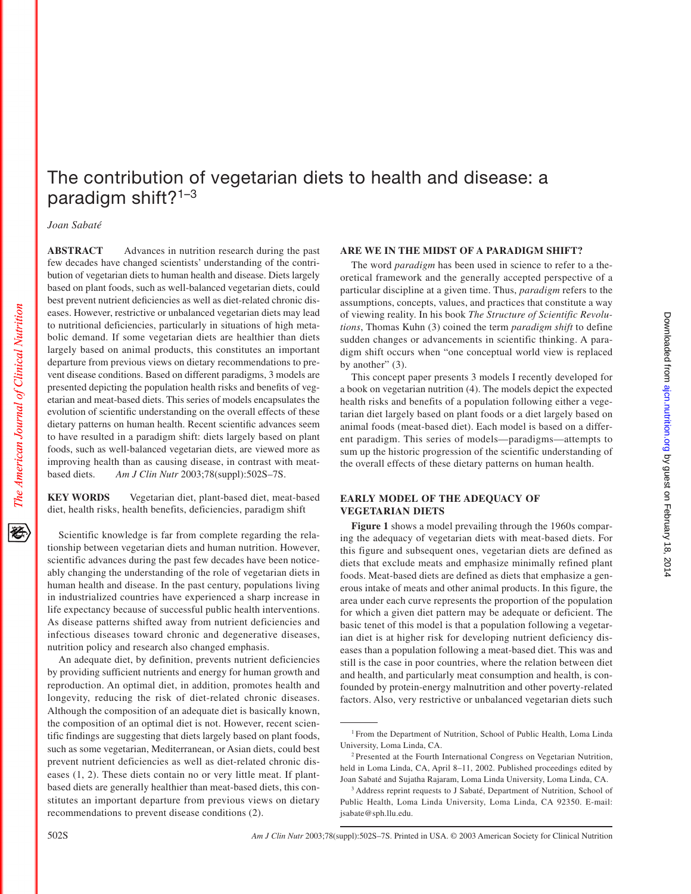# The contribution of vegetarian diets to health and disease: a paradigm shift?[1–3]

*Joan Sabaté*

**ABSTRACT** Advances in nutrition research during the past few decades have changed scientists' understanding of the contribution of vegetarian diets to human health and disease. Diets largely based on plant foods, such as well-balanced vegetarian diets, could best prevent nutrient deficiencies as well as diet-related chronic diseases. However, restrictive or unbalanced vegetarian diets may lead to nutritional deficiencies, particularly in situations of high metabolic demand. If some vegetarian diets are healthier than diets largely based on animal products, this constitutes an important departure from previous views on dietary recommendations to prevent disease conditions. Based on different paradigms, 3 models are presented depicting the population health risks and benefits of vegetarian and meat-based diets. This series of models encapsulates the evolution of scientific understanding on the overall effects of these dietary patterns on human health. Recent scientific advances seem to have resulted in a paradigm shift: diets largely based on plant foods, such as well-balanced vegetarian diets, are viewed more as improving health than as causing disease, in contrast with meat-based diets. *Am J Clin Nutr* 2003;78(suppl):502S–7S.

**KEY WORDS** Vegetarian diet, plant-based diet, meat-based diet, health risks, health benefits, deficiencies, paradigm shift

Scientific knowledge is far from complete regarding the relationship between vegetarian diets and human nutrition. However, scientific advances during the past few decades have been noticeably changing the understanding of the role of vegetarian diets in human health and disease. In the past century, populations living in industrialized countries have experienced a sharp increase in life expectancy because of successful public health interventions. As disease patterns shifted away from nutrient deficiencies and infectious diseases toward chronic and degenerative diseases, nutrition policy and research also changed emphasis.

An adequate diet, by definition, prevents nutrient deficiencies by providing sufficient nutrients and energy for human growth and reproduction. An optimal diet, in addition, promotes health and longevity, reducing the risk of diet-related chronic diseases. Although the composition of an adequate diet is basically known, the composition of an optimal diet is not. However, recent scientific findings are suggesting that diets largely based on plant foods, such as some vegetarian, Mediterranean, or Asian diets, could best prevent nutrient deficiencies as well as diet-related chronic diseases (1, 2). These diets contain no or very little meat. If plant-based diets are generally healthier than meat-based diets, this constitutes an important departure from previous views on dietary recommendations to prevent disease conditions (2).

## ARE WE IN THE MIDST OF A PARADIGM SHIFT?

The word *paradigm* has been used in science to refer to a theoretical framework and the generally accepted perspective of a particular discipline at a given time. Thus, *paradigm* refers to the assumptions, concepts, values, and practices that constitute a way of viewing reality. In his book *The Structure of Scientific Revolutions*, Thomas Kuhn (3) coined the term *paradigm shift* to define sudden changes or advancements in scientific thinking. A paradigm shift occurs when "one conceptual world view is replaced by another" (3).

This concept paper presents 3 models I recently developed for a book on vegetarian nutrition (4). The models depict the expected health risks and benefits of a population following either a vegetarian diet largely based on plant foods or a diet largely based on animal foods (meat-based diet). Each model is based on a different paradigm. This series of models—paradigms—attempts to sum up the historic progression of the scientific understanding of the overall effects of these dietary patterns on human health.

## EARLY MODEL OF THE ADEQUACY OF VEGETARIAN DIETS

**Figure 1** shows a model prevailing through the 1960s comparing the adequacy of vegetarian diets with meat-based diets. For this figure and subsequent ones, vegetarian diets are defined as diets that exclude meats and emphasize minimally refined plant foods. Meat-based diets are defined as diets that emphasize a generous intake of meats and other animal products. In this figure, the area under each curve represents the proportion of the population for which a given diet pattern may be adequate or deficient. The basic tenet of this model is that a population following a vegetarian diet is at higher risk for developing nutrient deficiency diseases than a population following a meat-based diet. This was and still is the case in poor countries, where the relation between diet and health, and particularly meat consumption and health, is confounded by protein-energy malnutrition and other poverty-related factors. Also, very restrictive or unbalanced vegetarian diets such

---

[1] From the Department of Nutrition, School of Public Health, Loma Linda University, Loma Linda, CA.

[2] Presented at the Fourth International Congress on Vegetarian Nutrition, held in Loma Linda, CA, April 8–11, 2002. Published proceedings edited by Joan Sabaté and Sujatha Rajaram, Loma Linda University, Loma Linda, CA.

[3] Address reprint requests to J Sabaté, Department of Nutrition, School of Public Health, Loma Linda University, Loma Linda, CA 92350. E-mail: jsabate@sph.llu.edu.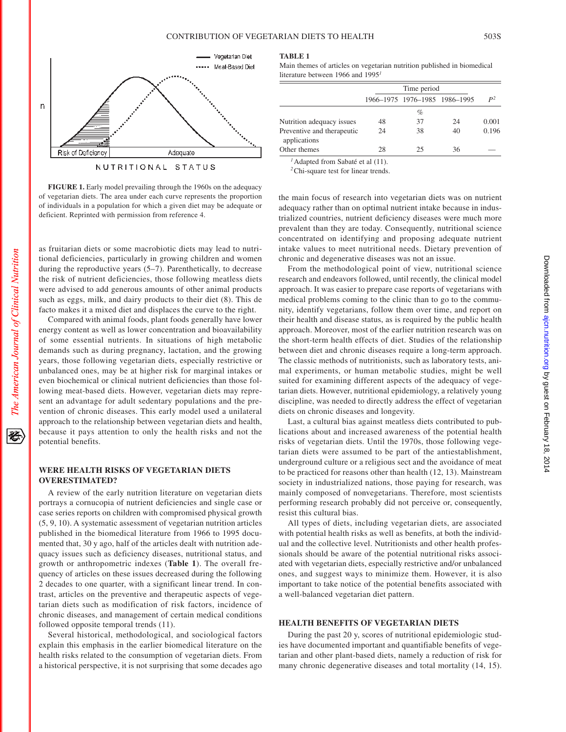**FIGURE 1.** Early model prevailing through the 1960s on the adequacy of vegetarian diets. The area under each curve represents the proportion of individuals in a population for which a given diet may be adequate or deficient. Reprinted with permission from reference 4.

as fruitarian diets or some macrobiotic diets may lead to nutritional deficiencies, particularly in growing children and women during the reproductive years (5–7). Parenthetically, to decrease the risk of nutrient deficiencies, those following meatless diets were advised to add generous amounts of other animal products such as eggs, milk, and dairy products to their diet (8). This de facto makes it a mixed diet and displaces the curve to the right.

Compared with animal foods, plant foods generally have lower energy content as well as lower concentration and bioavailability of some essential nutrients. In situations of high metabolic demands such as during pregnancy, lactation, and the growing years, those following vegetarian diets, especially restrictive or unbalanced ones, may be at higher risk for marginal intakes or even biochemical or clinical nutrient deficiencies than those following meat-based diets. However, vegetarian diets may represent an advantage for adult sedentary populations and the prevention of chronic diseases. This early model used a unilateral approach to the relationship between vegetarian diets and health, because it pays attention to only the health risks and not the potential benefits.

## WERE HEALTH RISKS OF VEGETARIAN DIETS OVERESTIMATED?

A review of the early nutrition literature on vegetarian diets portrays a cornucopia of nutrient deficiencies and single case or case series reports on children with compromised physical growth (5, 9, 10). A systematic assessment of vegetarian nutrition articles published in the biomedical literature from 1966 to 1995 documented that, 30 y ago, half of the articles dealt with nutrition adequacy issues such as deficiency diseases, nutritional status, and growth or anthropometric indexes (**Table 1**). The overall frequency of articles on these issues decreased during the following 2 decades to one quarter, with a significant linear trend. In contrast, articles on the preventive and therapeutic aspects of vegetarian diets such as modification of risk factors, incidence of chronic diseases, and management of certain medical conditions followed opposite temporal trends (11).

Several historical, methodological, and sociological factors explain this emphasis in the earlier biomedical literature on the health risks related to the consumption of vegetarian diets. From a historical perspective, it is not surprising that some decades ago

**TABLE 1**
Main themes of articles on vegetarian nutrition published in biomedical literature between 1966 and 1995[1]

| | Time period | | | |
|---|---|---|---|---|
| | 1966–1975 | 1976–1985 | 1986–1995 | $P$[2] |
| | | % | | |
| Nutrition adequacy issues | 48 | 37 | 24 | 0.001 |
| Preventive and therapeutic applications | 24 | 38 | 40 | 0.196 |
| Other themes | 28 | 25 | 36 | — |

[1] Adapted from Sabaté et al (11).
[2] Chi-square test for linear trends.

the main focus of research into vegetarian diets was on nutrient adequacy rather than on optimal nutrient intake because in industrialized countries, nutrient deficiency diseases were much more prevalent than they are today. Consequently, nutritional science concentrated on identifying and proposing adequate nutrient intake values to meet nutritional needs. Dietary prevention of chronic and degenerative diseases was not an issue.

From the methodological point of view, nutritional science research and endeavors followed, until recently, the clinical model approach. It was easier to prepare case reports of vegetarians with medical problems coming to the clinic than to go to the community, identify vegetarians, follow them over time, and report on their health and disease status, as is required by the public health approach. Moreover, most of the earlier nutrition research was on the short-term health effects of diet. Studies of the relationship between diet and chronic diseases require a long-term approach. The classic methods of nutritionists, such as laboratory tests, animal experiments, or human metabolic studies, might be well suited for examining different aspects of the adequacy of vegetarian diets. However, nutritional epidemiology, a relatively young discipline, was needed to directly address the effect of vegetarian diets on chronic diseases and longevity.

Last, a cultural bias against meatless diets contributed to publications about and increased awareness of the potential health risks of vegetarian diets. Until the 1970s, those following vegetarian diets were assumed to be part of the antiestablishment, underground culture or a religious sect and the avoidance of meat to be practiced for reasons other than health (12, 13). Mainstream society in industrialized nations, those paying for research, was mainly composed of nonvegetarians. Therefore, most scientists performing research probably did not perceive or, consequently, resist this cultural bias.

All types of diets, including vegetarian diets, are associated with potential health risks as well as benefits, at both the individual and the collective level. Nutritionists and other health professionals should be aware of the potential nutritional risks associated with vegetarian diets, especially restrictive and/or unbalanced ones, and suggest ways to minimize them. However, it is also important to take notice of the potential benefits associated with a well-balanced vegetarian diet pattern.

## HEALTH BENEFITS OF VEGETARIAN DIETS

During the past 20 y, scores of nutritional epidemiologic studies have documented important and quantifiable benefits of vegetarian and other plant-based diets, namely a reduction of risk for many chronic degenerative diseases and total mortality (14, 15).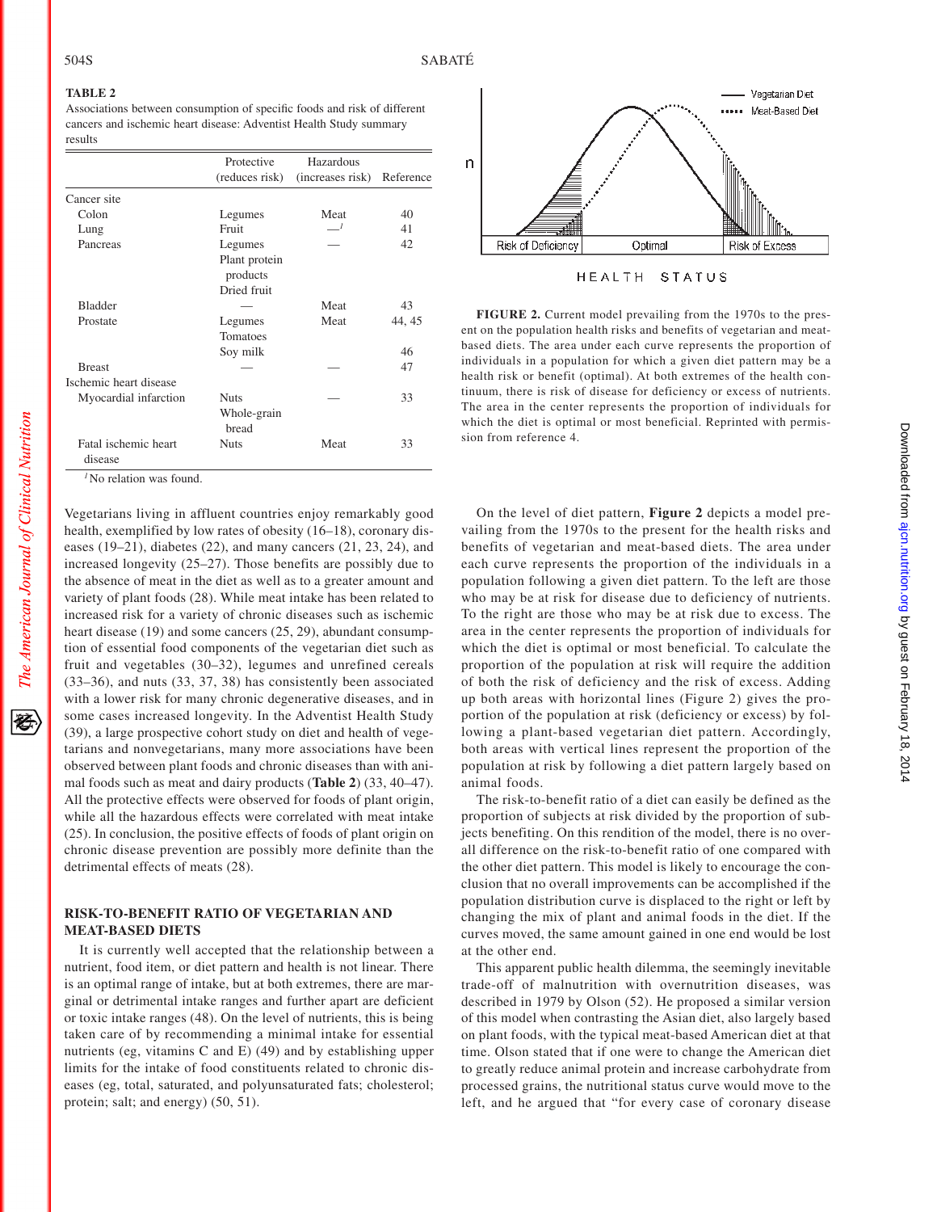**TABLE 2**
Associations between consumption of specific foods and risk of different cancers and ischemic heart disease: Adventist Health Study summary results

| | Protective (reduces risk) | Hazardous (increases risk) | Reference |
|---|---|---|---|
| Cancer site | | | |
| Colon | Legumes | Meat | 40 |
| Lung | Fruit | —[1] | 41 |
| Pancreas | Legumes<br>Plant protein products<br>Dried fruit | — | 42 |
| Bladder | — | Meat | 43 |
| Prostate | Legumes<br>Tomatoes | Meat | 44, 45 |
| | Soy milk | | 46 |
| Breast | — | — | 47 |
| Ischemic heart disease | | | |
| Myocardial infarction | Nuts<br>Whole-grain bread | — | 33 |
| Fatal ischemic heart disease | Nuts | Meat | 33 |

[1] No relation was found.

**FIGURE 2.** Current model prevailing from the 1970s to the present on the population health risks and benefits of vegetarian and meat-based diets. The area under each curve represents the proportion of individuals in a population for which a given diet pattern may be a health risk or benefit (optimal). At both extremes of the health continuum, there is risk of disease for deficiency or excess of nutrients. The area in the center represents the proportion of individuals for which the diet is optimal or most beneficial. Reprinted with permission from reference 4.

Vegetarians living in affluent countries enjoy remarkably good health, exemplified by low rates of obesity (16–18), coronary diseases (19–21), diabetes (22), and many cancers (21, 23, 24), and increased longevity (25–27). Those benefits are possibly due to the absence of meat in the diet as well as to a greater amount and variety of plant foods (28). While meat intake has been related to increased risk for a variety of chronic diseases such as ischemic heart disease (19) and some cancers (25, 29), abundant consumption of essential food components of the vegetarian diet such as fruit and vegetables (30–32), legumes and unrefined cereals (33–36), and nuts (33, 37, 38) has consistently been associated with a lower risk for many chronic degenerative diseases, and in some cases increased longevity. In the Adventist Health Study (39), a large prospective cohort study on diet and health of vegetarians and nonvegetarians, many more associations have been observed between plant foods and chronic diseases than with animal foods such as meat and dairy products (**Table 2**) (33, 40–47). All the protective effects were observed for foods of plant origin, while all the hazardous effects were correlated with meat intake (25). In conclusion, the positive effects of foods of plant origin on chronic disease prevention are possibly more definite than the detrimental effects of meats (28).

## RISK-TO-BENEFIT RATIO OF VEGETARIAN AND MEAT-BASED DIETS

It is currently well accepted that the relationship between a nutrient, food item, or diet pattern and health is not linear. There is an optimal range of intake, but at both extremes, there are marginal or detrimental intake ranges and further apart are deficient or toxic intake ranges (48). On the level of nutrients, this is being taken care of by recommending a minimal intake for essential nutrients (eg, vitamins C and E) (49) and by establishing upper limits for the intake of food constituents related to chronic diseases (eg, total, saturated, and polyunsaturated fats; cholesterol; protein; salt; and energy) (50, 51).

On the level of diet pattern, **Figure 2** depicts a model prevailing from the 1970s to the present for the health risks and benefits of vegetarian and meat-based diets. The area under each curve represents the proportion of the individuals in a population following a given diet pattern. To the left are those who may be at risk for disease due to deficiency of nutrients. To the right are those who may be at risk due to excess. The area in the center represents the proportion of individuals for which the diet is optimal or most beneficial. To calculate the proportion of the population at risk will require the addition of both the risk of deficiency and the risk of excess. Adding up both areas with horizontal lines (Figure 2) gives the proportion of the population at risk (deficiency or excess) by following a plant-based vegetarian diet pattern. Accordingly, both areas with vertical lines represent the proportion of the population at risk by following a diet pattern largely based on animal foods.

The risk-to-benefit ratio of a diet can easily be defined as the proportion of subjects at risk divided by the proportion of subjects benefiting. On this rendition of the model, there is no overall difference on the risk-to-benefit ratio of one compared with the other diet pattern. This model is likely to encourage the conclusion that no overall improvements can be accomplished if the population distribution curve is displaced to the right or left by changing the mix of plant and animal foods in the diet. If the curves moved, the same amount gained in one end would be lost at the other end.

This apparent public health dilemma, the seemingly inevitable trade-off of malnutrition with overnutrition diseases, was described in 1979 by Olson (52). He proposed a similar version of this model when contrasting the Asian diet, also largely based on plant foods, with the typical meat-based American diet at that time. Olson stated that if one were to change the American diet to greatly reduce animal protein and increase carbohydrate from processed grains, the nutritional status curve would move to the left, and he argued that "for every case of coronary disease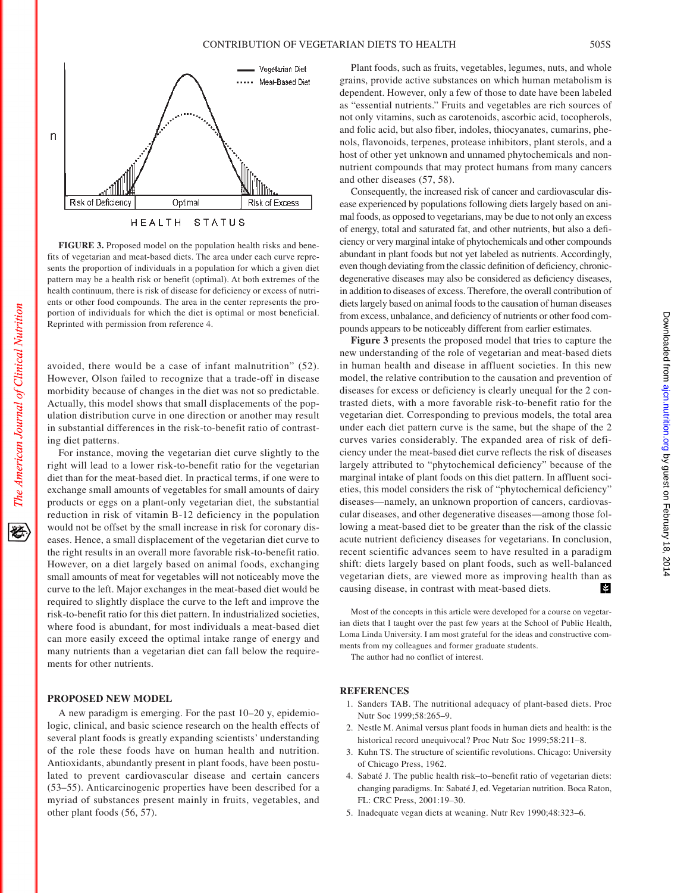**FIGURE 3.** Proposed model on the population health risks and benefits of vegetarian and meat-based diets. The area under each curve represents the proportion of individuals in a population for which a given diet pattern may be a health risk or benefit (optimal). At both extremes of the health continuum, there is risk of disease for deficiency or excess of nutrients or other food compounds. The area in the center represents the proportion of individuals for which the diet is optimal or most beneficial. Reprinted with permission from reference 4.

avoided, there would be a case of infant malnutrition" (52). However, Olson failed to recognize that a trade-off in disease morbidity because of changes in the diet was not so predictable. Actually, this model shows that small displacements of the population distribution curve in one direction or another may result in substantial differences in the risk-to-benefit ratio of contrasting diet patterns.

For instance, moving the vegetarian diet curve slightly to the right will lead to a lower risk-to-benefit ratio for the vegetarian diet than for the meat-based diet. In practical terms, if one were to exchange small amounts of vegetables for small amounts of dairy products or eggs on a plant-only vegetarian diet, the substantial reduction in risk of vitamin B-12 deficiency in the population would not be offset by the small increase in risk for coronary diseases. Hence, a small displacement of the vegetarian diet curve to the right results in an overall more favorable risk-to-benefit ratio. However, on a diet largely based on animal foods, exchanging small amounts of meat for vegetables will not noticeably move the curve to the left. Major exchanges in the meat-based diet would be required to slightly displace the curve to the left and improve the risk-to-benefit ratio for this diet pattern. In industrialized societies, where food is abundant, for most individuals a meat-based diet can more easily exceed the optimal intake range of energy and many nutrients than a vegetarian diet can fall below the requirements for other nutrients.

## PROPOSED NEW MODEL

A new paradigm is emerging. For the past 10–20 y, epidemiologic, clinical, and basic science research on the health effects of several plant foods is greatly expanding scientists' understanding of the role these foods have on human health and nutrition. Antioxidants, abundantly present in plant foods, have been postulated to prevent cardiovascular disease and certain cancers (53–55). Anticarcinogenic properties have been described for a myriad of substances present mainly in fruits, vegetables, and other plant foods (56, 57).

Plant foods, such as fruits, vegetables, legumes, nuts, and whole grains, provide active substances on which human metabolism is dependent. However, only a few of those to date have been labeled as "essential nutrients." Fruits and vegetables are rich sources of not only vitamins, such as carotenoids, ascorbic acid, tocopherols, and folic acid, but also fiber, indoles, thiocyanates, cumarins, phenols, flavonoids, terpenes, protease inhibitors, plant sterols, and a host of other yet unknown and unnamed phytochemicals and nonnutrient compounds that may protect humans from many cancers and other diseases (57, 58).

Consequently, the increased risk of cancer and cardiovascular disease experienced by populations following diets largely based on animal foods, as opposed to vegetarians, may be due to not only an excess of energy, total and saturated fat, and other nutrients, but also a deficiency or very marginal intake of phytochemicals and other compounds abundant in plant foods but not yet labeled as nutrients. Accordingly, even though deviating from the classic definition of deficiency, chronic-degenerative diseases may also be considered as deficiency diseases, in addition to diseases of excess. Therefore, the overall contribution of diets largely based on animal foods to the causation of human diseases from excess, unbalance, and deficiency of nutrients or other food compounds appears to be noticeably different from earlier estimates.

**Figure 3** presents the proposed model that tries to capture the new understanding of the role of vegetarian and meat-based diets in human health and disease in affluent societies. In this new model, the relative contribution to the causation and prevention of diseases for excess or deficiency is clearly unequal for the 2 contrasted diets, with a more favorable risk-to-benefit ratio for the vegetarian diet. Corresponding to previous models, the total area under each diet pattern curve is the same, but the shape of the 2 curves varies considerably. The expanded area of risk of deficiency under the meat-based diet curve reflects the risk of diseases largely attributed to "phytochemical deficiency" because of the marginal intake of plant foods on this diet pattern. In affluent societies, this model considers the risk of "phytochemical deficiency" diseases—namely, an unknown proportion of cancers, cardiovascular diseases, and other degenerative diseases—among those following a meat-based diet to be greater than the risk of the classic acute nutrient deficiency diseases for vegetarians. In conclusion, recent scientific advances seem to have resulted in a paradigm shift: diets largely based on plant foods, such as well-balanced vegetarian diets, are viewed more as improving health than as causing disease, in contrast with meat-based diets.

Most of the concepts in this article were developed for a course on vegetarian diets that I taught over the past few years at the School of Public Health, Loma Linda University. I am most grateful for the ideas and constructive comments from my colleagues and former graduate students.

The author had no conflict of interest.

## REFERENCES

1. Sanders TAB. The nutritional adequacy of plant-based diets. Proc Nutr Soc 1999;58:265–9.
2. Nestle M. Animal versus plant foods in human diets and health: is the historical record unequivocal? Proc Nutr Soc 1999;58:211–8.
3. Kuhn TS. The structure of scientific revolutions. Chicago: University of Chicago Press, 1962.
4. Sabaté J. The public health risk–to–benefit ratio of vegetarian diets: changing paradigms. In: Sabaté J, ed. Vegetarian nutrition. Boca Raton, FL: CRC Press, 2001:19–30.
5. Inadequate vegan diets at weaning. Nutr Rev 1990;48:323–6.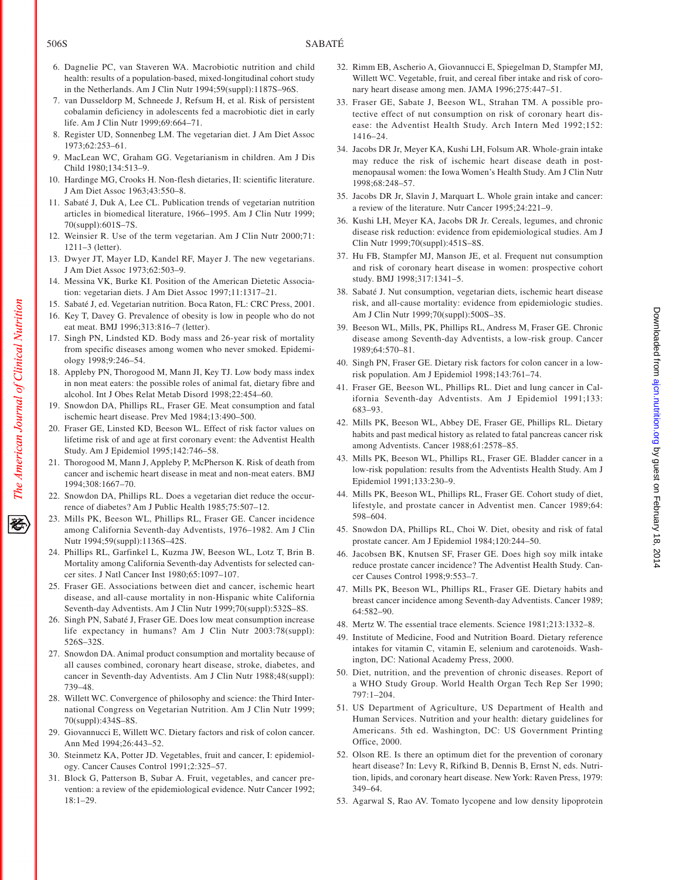6. Dagnelie PC, van Staveren WA. Macrobiotic nutrition and child health: results of a population-based, mixed-longitudinal cohort study in the Netherlands. Am J Clin Nutr 1994;59(suppl):1187S–96S.
7. van Dusseldorp M, Schneede J, Refsum H, et al. Risk of persistent cobalamin deficiency in adolescents fed a macrobiotic diet in early life. Am J Clin Nutr 1999;69:664–71.
8. Register UD, Sonnenbeg LM. The vegetarian diet. J Am Diet Assoc 1973;62:253–61.
9. MacLean WC, Graham GG. Vegetarianism in children. Am J Dis Child 1980;134:513–9.
10. Hardinge MG, Crooks H. Non-flesh dietaries, II: scientific literature. J Am Diet Assoc 1963;43:550–8.
11. Sabaté J, Duk A, Lee CL. Publication trends of vegetarian nutrition articles in biomedical literature, 1966–1995. Am J Clin Nutr 1999; 70(suppl):601S–7S.
12. Weinsier R. Use of the term vegetarian. Am J Clin Nutr 2000;71: 1211–3 (letter).
13. Dwyer JT, Mayer LD, Kandel RF, Mayer J. The new vegetarians. J Am Diet Assoc 1973;62:503–9.
14. Messina VK, Burke KI. Position of the American Dietetic Association: vegetarian diets. J Am Diet Assoc 1997;11:1317–21.
15. Sabaté J, ed. Vegetarian nutrition. Boca Raton, FL: CRC Press, 2001.
16. Key T, Davey G. Prevalence of obesity is low in people who do not eat meat. BMJ 1996;313:816–7 (letter).
17. Singh PN, Lindsted KD. Body mass and 26-year risk of mortality from specific diseases among women who never smoked. Epidemiology 1998;9:246–54.
18. Appleby PN, Thorogood M, Mann JI, Key TJ. Low body mass index in non meat eaters: the possible roles of animal fat, dietary fibre and alcohol. Int J Obes Relat Metab Disord 1998;22:454–60.
19. Snowdon DA, Phillips RL, Fraser GE. Meat consumption and fatal ischemic heart disease. Prev Med 1984;13:490–500.
20. Fraser GE, Linsted KD, Beeson WL. Effect of risk factor values on lifetime risk of and age at first coronary event: the Adventist Health Study. Am J Epidemiol 1995;142:746–58.
21. Thorogood M, Mann J, Appleby P, McPherson K. Risk of death from cancer and ischemic heart disease in meat and non-meat eaters. BMJ 1994;308:1667–70.
22. Snowdon DA, Phillips RL. Does a vegetarian diet reduce the occurrence of diabetes? Am J Public Health 1985;75:507–12.
23. Mills PK, Beeson WL, Phillips RL, Fraser GE. Cancer incidence among California Seventh-day Adventists, 1976–1982. Am J Clin Nutr 1994;59(suppl):1136S–42S.
24. Phillips RL, Garfinkel L, Kuzma JW, Beeson WL, Lotz T, Brin B. Mortality among California Seventh-day Adventists for selected cancer sites. J Natl Cancer Inst 1980;65:1097–107.
25. Fraser GE. Associations between diet and cancer, ischemic heart disease, and all-cause mortality in non-Hispanic white California Seventh-day Adventists. Am J Clin Nutr 1999;70(suppl):532S–8S.
26. Singh PN, Sabaté J, Fraser GE. Does low meat consumption increase life expectancy in humans? Am J Clin Nutr 2003:78(suppl): 526S–32S.
27. Snowdon DA. Animal product consumption and mortality because of all causes combined, coronary heart disease, stroke, diabetes, and cancer in Seventh-day Adventists. Am J Clin Nutr 1988;48(suppl): 739–48.
28. Willett WC. Convergence of philosophy and science: the Third International Congress on Vegetarian Nutrition. Am J Clin Nutr 1999; 70(suppl):434S–8S.
29. Giovannucci E, Willett WC. Dietary factors and risk of colon cancer. Ann Med 1994;26:443–52.
30. Steinmetz KA, Potter JD. Vegetables, fruit and cancer, I: epidemiology. Cancer Causes Control 1991;2:325–57.
31. Block G, Patterson B, Subar A. Fruit, vegetables, and cancer prevention: a review of the epidemiological evidence. Nutr Cancer 1992; 18:1–29.
32. Rimm EB, Ascherio A, Giovannucci E, Spiegelman D, Stampfer MJ, Willett WC. Vegetable, fruit, and cereal fiber intake and risk of coronary heart disease among men. JAMA 1996;275:447–51.
33. Fraser GE, Sabate J, Beeson WL, Strahan TM. A possible protective effect of nut consumption on risk of coronary heart disease: the Adventist Health Study. Arch Intern Med 1992;152: 1416–24.
34. Jacobs DR Jr, Meyer KA, Kushi LH, Folsum AR. Whole-grain intake may reduce the risk of ischemic heart disease death in postmenopausal women: the Iowa Women's Health Study. Am J Clin Nutr 1998;68:248–57.
35. Jacobs DR Jr, Slavin J, Marquart L. Whole grain intake and cancer: a review of the literature. Nutr Cancer 1995;24:221–9.
36. Kushi LH, Meyer KA, Jacobs DR Jr. Cereals, legumes, and chronic disease risk reduction: evidence from epidemiological studies. Am J Clin Nutr 1999;70(suppl):451S–8S.
37. Hu FB, Stampfer MJ, Manson JE, et al. Frequent nut consumption and risk of coronary heart disease in women: prospective cohort study. BMJ 1998;317:1341–5.
38. Sabaté J. Nut consumption, vegetarian diets, ischemic heart disease risk, and all-cause mortality: evidence from epidemiologic studies. Am J Clin Nutr 1999;70(suppl):500S–3S.
39. Beeson WL, Mills, PK, Phillips RL, Andress M, Fraser GE. Chronic disease among Seventh-day Adventists, a low-risk group. Cancer 1989;64:570–81.
40. Singh PN, Fraser GE. Dietary risk factors for colon cancer in a low-risk population. Am J Epidemiol 1998;143:761–74.
41. Fraser GE, Beeson WL, Phillips RL. Diet and lung cancer in California Seventh-day Adventists. Am J Epidemiol 1991;133: 683–93.
42. Mills PK, Beeson WL, Abbey DE, Fraser GE, Phillips RL. Dietary habits and past medical history as related to fatal pancreas cancer risk among Adventists. Cancer 1988;61:2578–85.
43. Mills PK, Beeson WL, Phillips RL, Fraser GE. Bladder cancer in a low-risk population: results from the Adventists Health Study. Am J Epidemiol 1991;133:230–9.
44. Mills PK, Beeson WL, Phillips RL, Fraser GE. Cohort study of diet, lifestyle, and prostate cancer in Adventist men. Cancer 1989;64: 598–604.
45. Snowdon DA, Phillips RL, Choi W. Diet, obesity and risk of fatal prostate cancer. Am J Epidemiol 1984;120:244–50.
46. Jacobsen BK, Knutsen SF, Fraser GE. Does high soy milk intake reduce prostate cancer incidence? The Adventist Health Study. Cancer Causes Control 1998;9:553–7.
47. Mills PK, Beeson WL, Phillips RL, Fraser GE. Dietary habits and breast cancer incidence among Seventh-day Adventists. Cancer 1989; 64:582–90.
48. Mertz W. The essential trace elements. Science 1981;213:1332–8.
49. Institute of Medicine, Food and Nutrition Board. Dietary reference intakes for vitamin C, vitamin E, selenium and carotenoids. Washington, DC: National Academy Press, 2000.
50. Diet, nutrition, and the prevention of chronic diseases. Report of a WHO Study Group. World Health Organ Tech Rep Ser 1990; 797:1–204.
51. US Department of Agriculture, US Department of Health and Human Services. Nutrition and your health: dietary guidelines for Americans. 5th ed. Washington, DC: US Government Printing Office, 2000.
52. Olson RE. Is there an optimum diet for the prevention of coronary heart disease? In: Levy R, Rifkind B, Dennis B, Ernst N, eds. Nutrition, lipids, and coronary heart disease. New York: Raven Press, 1979: 349–64.
53. Agarwal S, Rao AV. Tomato lycopene and low density lipoprotein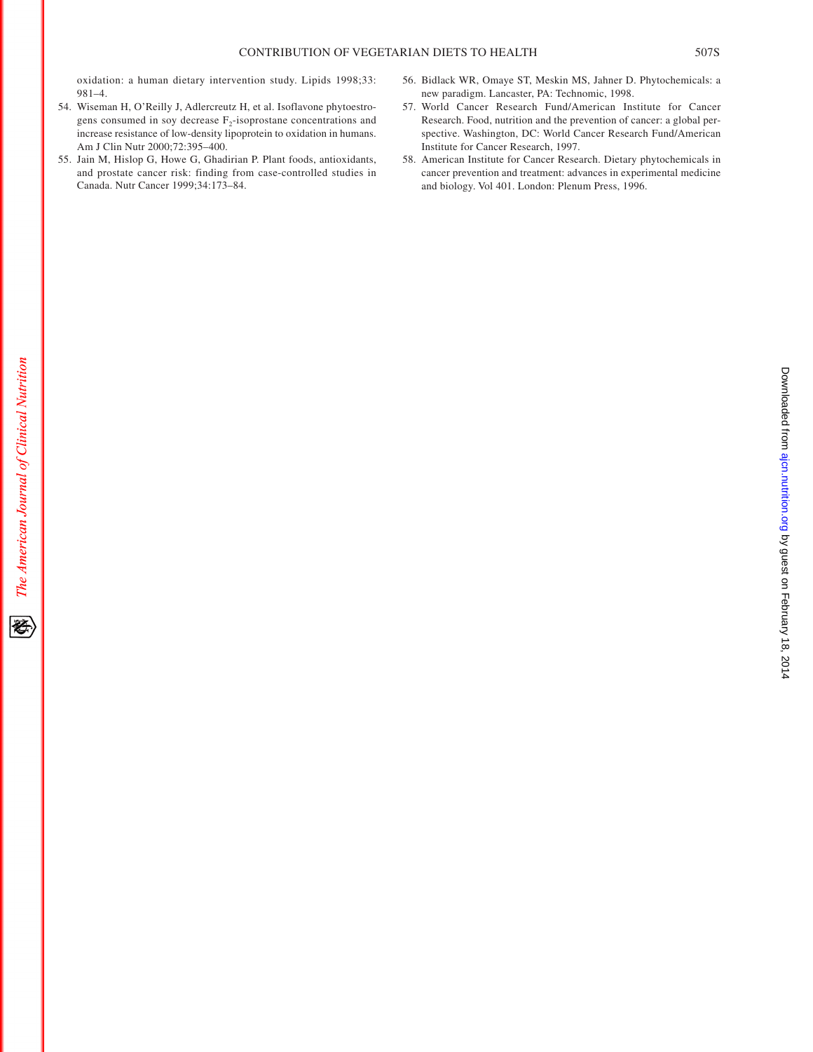oxidation: a human dietary intervention study. Lipids 1998;33: 981–4.

54. Wiseman H, O'Reilly J, Adlercreutz H, et al. Isoflavone phytoestrogens consumed in soy decrease $F_2$-isoprostane concentrations and increase resistance of low-density lipoprotein to oxidation in humans. Am J Clin Nutr 2000;72:395–400.
55. Jain M, Hislop G, Howe G, Ghadirian P. Plant foods, antioxidants, and prostate cancer risk: finding from case-controlled studies in Canada. Nutr Cancer 1999;34:173–84.
56. Bidlack WR, Omaye ST, Meskin MS, Jahner D. Phytochemicals: a new paradigm. Lancaster, PA: Technomic, 1998.
57. World Cancer Research Fund/American Institute for Cancer Research. Food, nutrition and the prevention of cancer: a global perspective. Washington, DC: World Cancer Research Fund/American Institute for Cancer Research, 1997.
58. American Institute for Cancer Research. Dietary phytochemicals in cancer prevention and treatment: advances in experimental medicine and biology. Vol 401. London: Plenum Press, 1996.